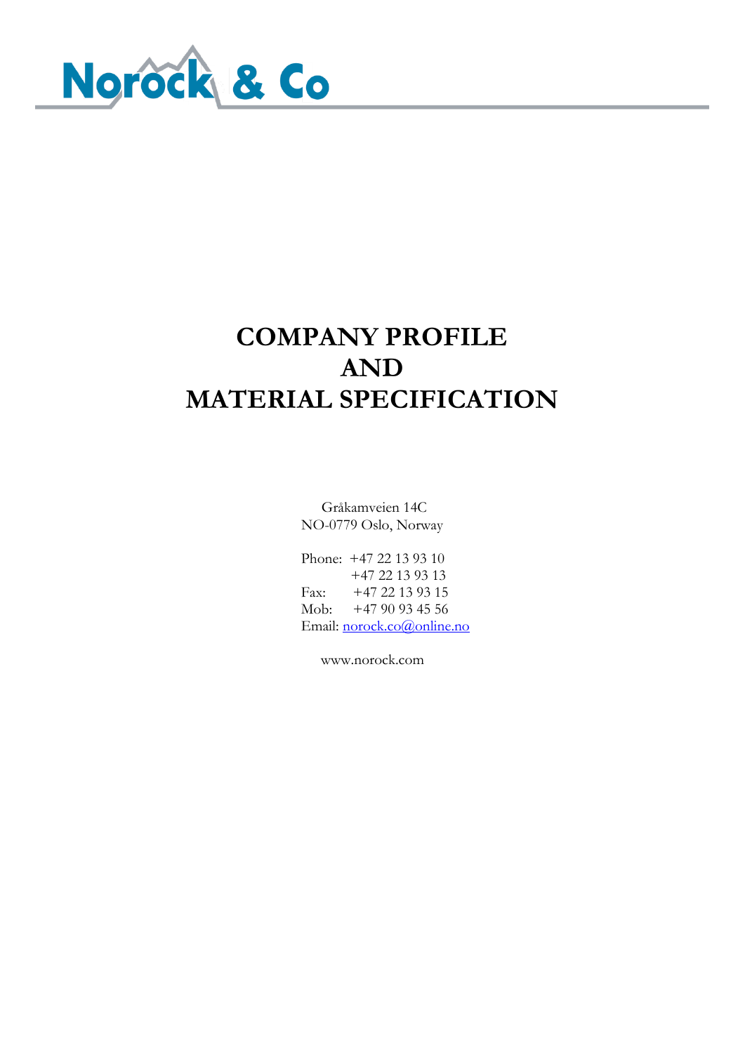Norock & Co

# COMPANY PROFILE
# AND
# MATERIAL SPECIFICATION

Gråkamveien 14C
NO-0779 Oslo, Norway

Phone: +47 22 13 93 10
+47 22 13 93 13
Fax: +47 22 13 93 15
Mob: +47 90 93 45 56
Email: norock.co@online.no

www.norock.com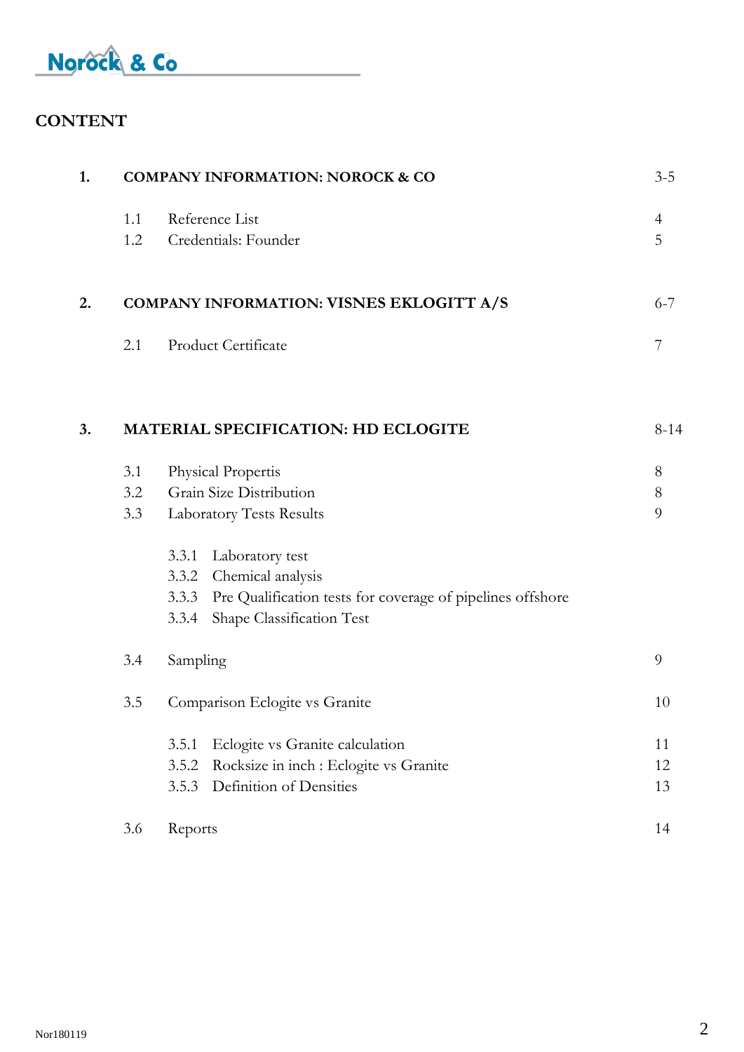# CONTENT

| | | | |
|---|---|---|---|
| **1.** | **COMPANY INFORMATION: NOROCK & CO** | | 3-5 |
| | 1.1 | Reference List | 4 |
| | 1.2 | Credentials: Founder | 5 |
| **2.** | **COMPANY INFORMATION: VISNES EKLOGITT A/S** | | 6-7 |
| | 2.1 | Product Certificate | 7 |
| **3.** | **MATERIAL SPECIFICATION: HD ECLOGITE** | | 8-14 |
| | 3.1 | Physical Propertis | 8 |
| | 3.2 | Grain Size Distribution | 8 |
| | 3.3 | Laboratory Tests Results | 9 |
| | | 3.3.1 Laboratory test | |
| | | 3.3.2 Chemical analysis | |
| | | 3.3.3 Pre Qualification tests for coverage of pipelines offshore | |
| | | 3.3.4 Shape Classification Test | |
| | 3.4 | Sampling | 9 |
| | 3.5 | Comparison Eclogite vs Granite | 10 |
| | | 3.5.1 Eclogite vs Granite calculation | 11 |
| | | 3.5.2 Rocksize in inch : Eclogite vs Granite | 12 |
| | | 3.5.3 Definition of Densities | 13 |
| | 3.6 | Reports | 14 |

Nor180119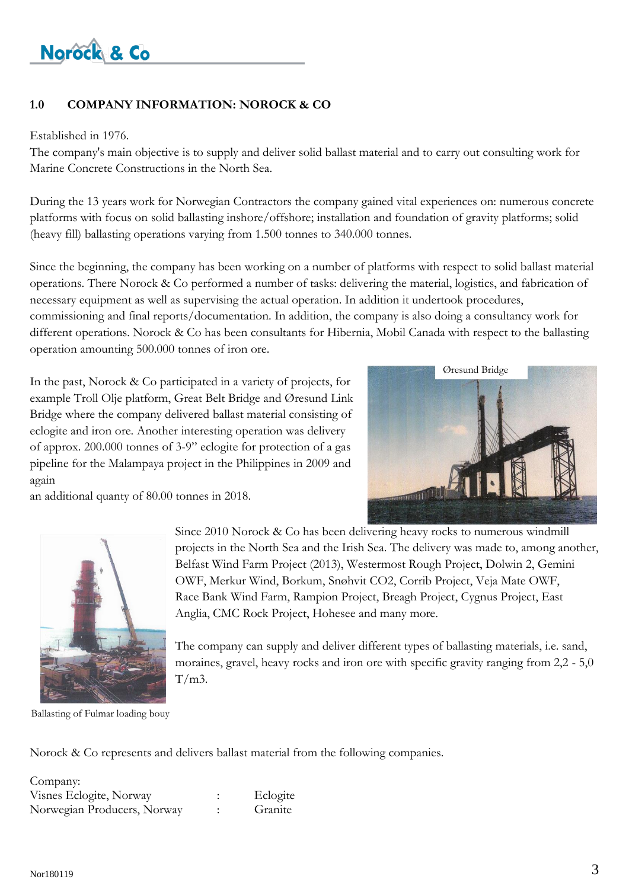## 1.0 COMPANY INFORMATION: NOROCK & CO

Established in 1976.
The company's main objective is to supply and deliver solid ballast material and to carry out consulting work for Marine Concrete Constructions in the North Sea.

During the 13 years work for Norwegian Contractors the company gained vital experiences on: numerous concrete platforms with focus on solid ballasting inshore/offshore; installation and foundation of gravity platforms; solid (heavy fill) ballasting operations varying from 1.500 tonnes to 340.000 tonnes.

Since the beginning, the company has been working on a number of platforms with respect to solid ballast material operations. There Norock & Co performed a number of tasks: delivering the material, logistics, and fabrication of necessary equipment as well as supervising the actual operation. In addition it undertook procedures, commissioning and final reports/documentation. In addition, the company is also doing a consultancy work for different operations. Norock & Co has been consultants for Hibernia, Mobil Canada with respect to the ballasting operation amounting 500.000 tonnes of iron ore.

In the past, Norock & Co participated in a variety of projects, for example Troll Olje platform, Great Belt Bridge and Øresund Link Bridge where the company delivered ballast material consisting of eclogite and iron ore. Another interesting operation was delivery of approx. 200.000 tonnes of 3-9" eclogite for protection of a gas pipeline for the Malampaya project in the Philippines in 2009 and again
an additional quanty of 80.00 tonnes in 2018.

Øresund Bridge

Since 2010 Norock & Co has been delivering heavy rocks to numerous windmill projects in the North Sea and the Irish Sea. The delivery was made to, among another, Belfast Wind Farm Project (2013), Westermost Rough Project, Dolwin 2, Gemini OWF, Merkur Wind, Borkum, Snøhvit CO2, Corrib Project, Veja Mate OWF, Race Bank Wind Farm, Rampion Project, Breagh Project, Cygnus Project, East Anglia, CMC Rock Project, Hohesee and many more.

The company can supply and deliver different types of ballasting materials, i.e. sand, moraines, gravel, heavy rocks and iron ore with specific gravity ranging from 2,2 - 5,0 T/m3.

Ballasting of Fulmar loading bouy

Norock & Co represents and delivers ballast material from the following companies.

| Company: | | |
|---|---|---|
| Visnes Eclogite, Norway | : | Eclogite |
| Norwegian Producers, Norway | : | Granite |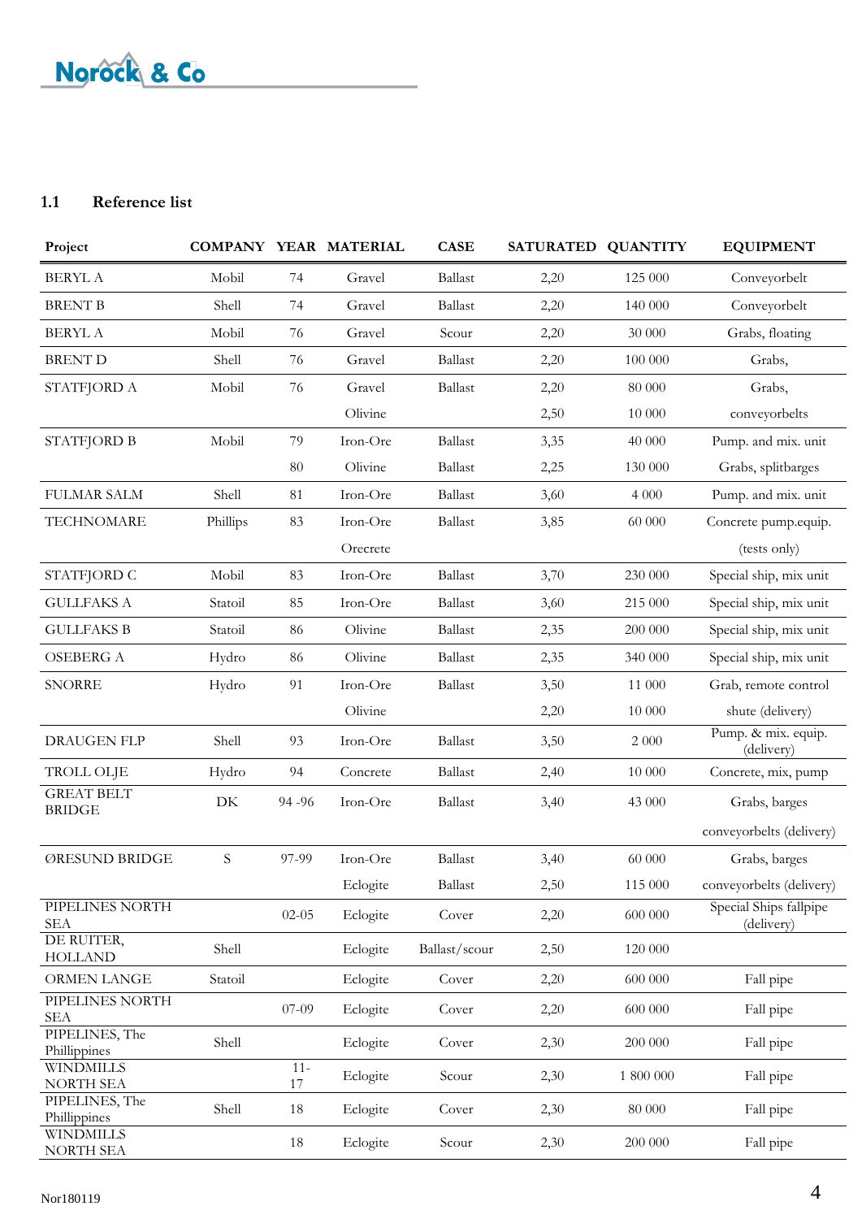## 1.1 Reference list

| Project | COMPANY | YEAR | MATERIAL | CASE | SATURATED | QUANTITY | EQUIPMENT |
|---|---|---|---|---|---|---|---|
| BERYL A | Mobil | 74 | Gravel | Ballast | 2,20 | 125 000 | Conveyorbelt |
| BRENT B | Shell | 74 | Gravel | Ballast | 2,20 | 140 000 | Conveyorbelt |
| BERYL A | Mobil | 76 | Gravel | Scour | 2,20 | 30 000 | Grabs, floating |
| BRENT D | Shell | 76 | Gravel | Ballast | 2,20 | 100 000 | Grabs, |
| STATFJORD A | Mobil | 76 | Gravel | Ballast | 2,20 | 80 000 | Grabs, |
| | | | Olivine | | 2,50 | 10 000 | conveyorbelts |
| STATFJORD B | Mobil | 79 | Iron-Ore | Ballast | 3,35 | 40 000 | Pump. and mix. unit |
| | | 80 | Olivine | Ballast | 2,25 | 130 000 | Grabs, splitbarges |
| FULMAR SALM | Shell | 81 | Iron-Ore | Ballast | 3,60 | 4 000 | Pump. and mix. unit |
| TECHNOMARE | Phillips | 83 | Iron-Ore | Ballast | 3,85 | 60 000 | Concrete pump.equip. |
| | | | Orecrete | | | | (tests only) |
| STATFJORD C | Mobil | 83 | Iron-Ore | Ballast | 3,70 | 230 000 | Special ship, mix unit |
| GULLFAKS A | Statoil | 85 | Iron-Ore | Ballast | 3,60 | 215 000 | Special ship, mix unit |
| GULLFAKS B | Statoil | 86 | Olivine | Ballast | 2,35 | 200 000 | Special ship, mix unit |
| OSEBERG A | Hydro | 86 | Olivine | Ballast | 2,35 | 340 000 | Special ship, mix unit |
| SNORRE | Hydro | 91 | Iron-Ore | Ballast | 3,50 | 11 000 | Grab, remote control |
| | | | Olivine | | 2,20 | 10 000 | shute (delivery) |
| DRAUGEN FLP | Shell | 93 | Iron-Ore | Ballast | 3,50 | 2 000 | Pump. & mix. equip. (delivery) |
| TROLL OLJE | Hydro | 94 | Concrete | Ballast | 2,40 | 10 000 | Concrete, mix, pump |
| GREAT BELT BRIDGE | DK | 94 -96 | Iron-Ore | Ballast | 3,40 | 43 000 | Grabs, barges |
| | | | | | | | conveyorbelts (delivery) |
| ØRESUND BRIDGE | S | 97-99 | Iron-Ore | Ballast | 3,40 | 60 000 | Grabs, barges |
| | | | Eclogite | Ballast | 2,50 | 115 000 | conveyorbelts (delivery) |
| PIPELINES NORTH SEA | | 02-05 | Eclogite | Cover | 2,20 | 600 000 | Special Ships fallpipe (delivery) |
| DE RUITER, HOLLAND | Shell | | Eclogite | Ballast/scour | 2,50 | 120 000 | |
| ORMEN LANGE | Statoil | | Eclogite | Cover | 2,20 | 600 000 | Fall pipe |
| PIPELINES NORTH SEA | | 07-09 | Eclogite | Cover | 2,20 | 600 000 | Fall pipe |
| PIPELINES, The Phillippines | Shell | | Eclogite | Cover | 2,30 | 200 000 | Fall pipe |
| WINDMILLS NORTH SEA | | 11-17 | Eclogite | Scour | 2,30 | 1 800 000 | Fall pipe |
| PIPELINES, The Phillippines | Shell | 18 | Eclogite | Cover | 2,30 | 80 000 | Fall pipe |
| WINDMILLS NORTH SEA | | 18 | Eclogite | Scour | 2,30 | 200 000 | Fall pipe |

Nor180119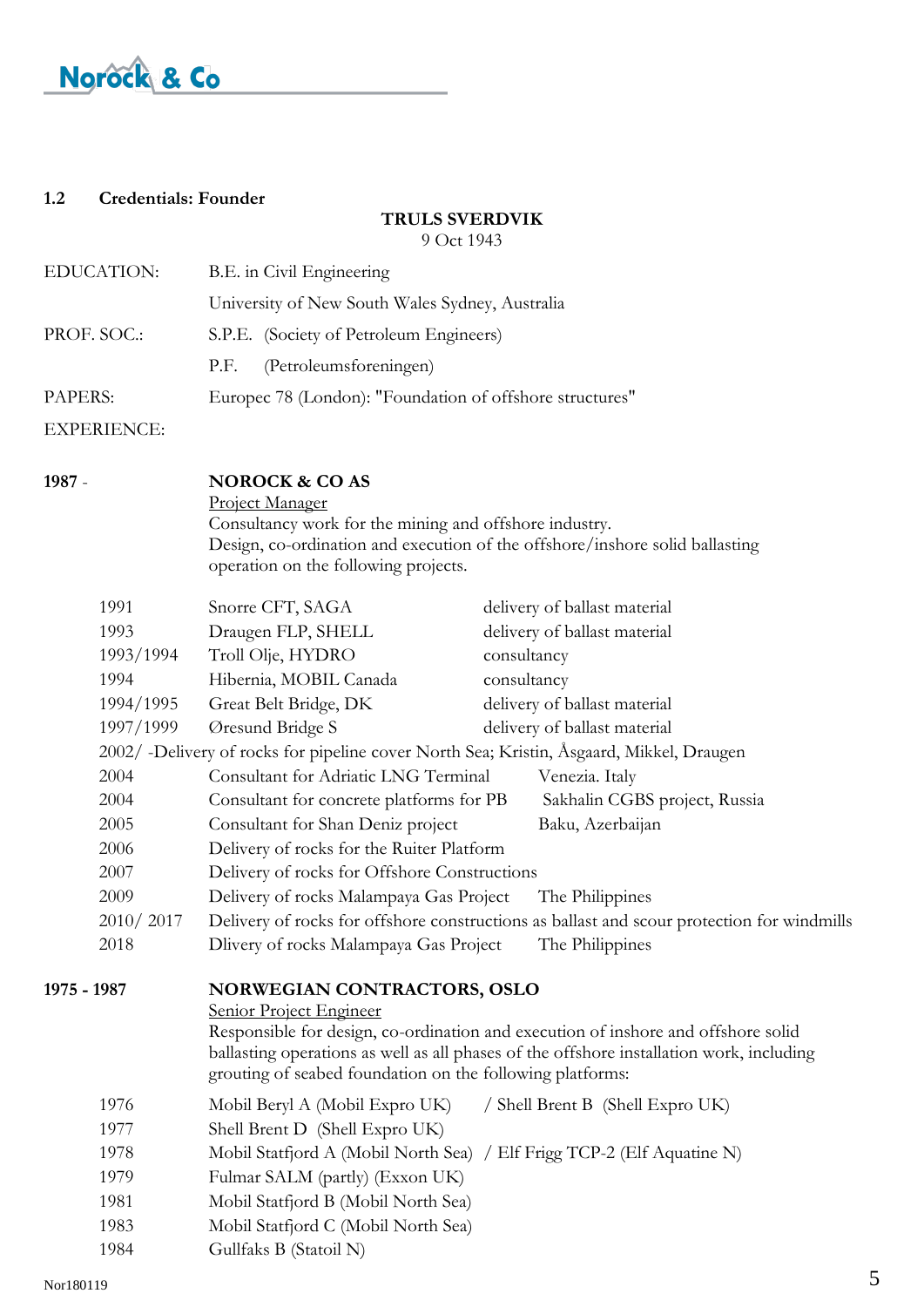## 1.2 Credentials: Founder

**TRULS SVERDVIK**
9 Oct 1943

EDUCATION: B.E. in Civil Engineering
University of New South Wales Sydney, Australia

PROF. SOC.: S.P.E. (Society of Petroleum Engineers)
P.F. (Petroleumsforeningen)

PAPERS: Europec 78 (London): "Foundation of offshore structures"

EXPERIENCE:

**1987** -

**NOROCK & CO AS**
Project Manager
Consultancy work for the mining and offshore industry.
Design, co-ordination and execution of the offshore/inshore solid ballasting operation on the following projects.

| | | |
|---|---|---|
| 1991 | Snorre CFT, SAGA | delivery of ballast material |
| 1993 | Draugen FLP, SHELL | delivery of ballast material |
| 1993/1994 | Troll Olje, HYDRO | consultancy |
| 1994 | Hibernia, MOBIL Canada | consultancy |
| 1994/1995 | Great Belt Bridge, DK | delivery of ballast material |
| 1997/1999 | Øresund Bridge S | delivery of ballast material |
| 2002/ | -Delivery of rocks for pipeline cover North Sea; Kristin, Åsgaard, Mikkel, Draugen | |
| 2004 | Consultant for Adriatic LNG Terminal | Venezia. Italy |
| 2004 | Consultant for concrete platforms for PB | Sakhalin CGBS project, Russia |
| 2005 | Consultant for Shan Deniz project | Baku, Azerbaijan |
| 2006 | Delivery of rocks for the Ruiter Platform | |
| 2007 | Delivery of rocks for Offshore Constructions | |
| 2009 | Delivery of rocks Malampaya Gas Project | The Philippines |
| 2010/ 2017 | Delivery of rocks for offshore constructions as ballast and scour protection for windmills | |
| 2018 | Dlivery of rocks Malampaya Gas Project | The Philippines |

**1975 - 1987**

**NORWEGIAN CONTRACTORS, OSLO**
Senior Project Engineer
Responsible for design, co-ordination and execution of inshore and offshore solid ballasting operations as well as all phases of the offshore installation work, including grouting of seabed foundation on the following platforms:

| | | |
|---|---|---|
| 1976 | Mobil Beryl A (Mobil Expro UK) | / Shell Brent B (Shell Expro UK) |
| 1977 | Shell Brent D (Shell Expro UK) | |
| 1978 | Mobil Statfjord A (Mobil North Sea) | / Elf Frigg TCP-2 (Elf Aquatine N) |
| 1979 | Fulmar SALM (partly) (Exxon UK) | |
| 1981 | Mobil Statfjord B (Mobil North Sea) | |
| 1983 | Mobil Statfjord C (Mobil North Sea) | |
| 1984 | Gullfaks B (Statoil N) | |

Nor180119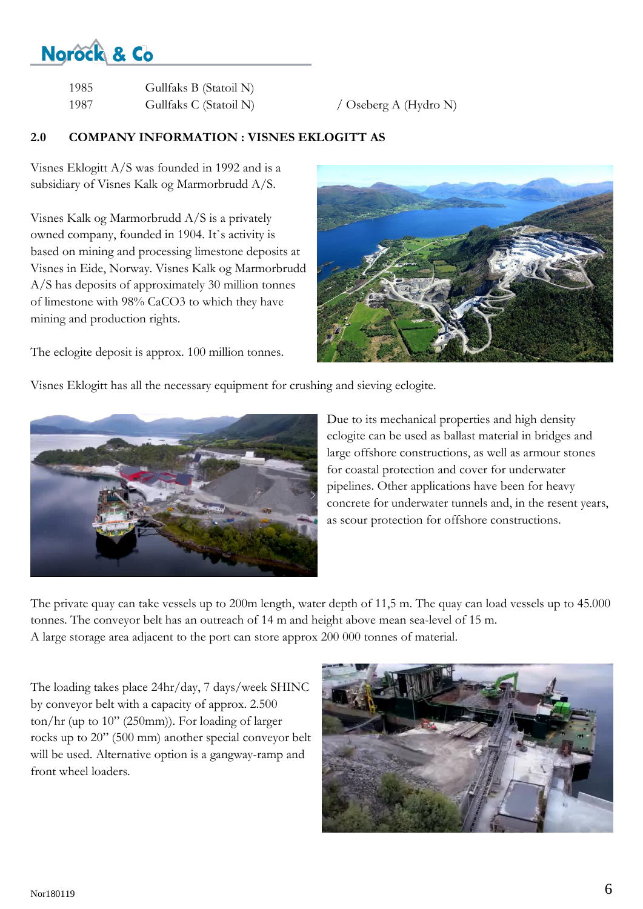| | | |
|---|---|---|
| 1985 | Gullfaks B (Statoil N) | |
| 1987 | Gullfaks C (Statoil N) | / Oseberg A (Hydro N) |

## 2.0 COMPANY INFORMATION : VISNES EKLOGITT AS

Visnes Eklogitt A/S was founded in 1992 and is a subsidiary of Visnes Kalk og Marmorbrudd A/S.

Visnes Kalk og Marmorbrudd A/S is a privately owned company, founded in 1904. It`s activity is based on mining and processing limestone deposits at Visnes in Eide, Norway. Visnes Kalk og Marmorbrudd A/S has deposits of approximately 30 million tonnes of limestone with 98% $CaCO_3$ to which they have mining and production rights.

The eclogite deposit is approx. 100 million tonnes.

Visnes Eklogitt has all the necessary equipment for crushing and sieving eclogite.

Due to its mechanical properties and high density eclogite can be used as ballast material in bridges and large offshore constructions, as well as armour stones for coastal protection and cover for underwater pipelines. Other applications have been for heavy concrete for underwater tunnels and, in the resent years, as scour protection for offshore constructions.

The private quay can take vessels up to 200m length, water depth of 11,5 m. The quay can load vessels up to 45.000 tonnes. The conveyor belt has an outreach of 14 m and height above mean sea-level of 15 m.
A large storage area adjacent to the port can store approx 200 000 tonnes of material.

The loading takes place 24hr/day, 7 days/week SHINC by conveyor belt with a capacity of approx. 2.500 ton/hr (up to 10" (250mm)). For loading of larger rocks up to 20" (500 mm) another special conveyor belt will be used. Alternative option is a gangway-ramp and front wheel loaders.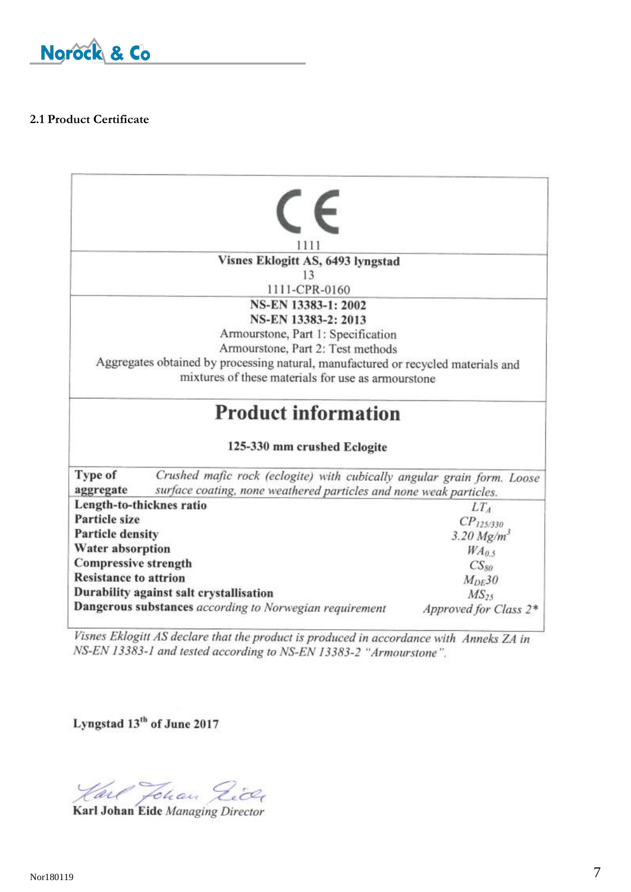## 2.1 Product Certificate

CE

1111

**Visnes Eklogitt AS, 6493 lyngstad**

13

1111-CPR-0160

**NS-EN 13383-1: 2002**

**NS-EN 13383-2: 2013**

Armourstone, Part 1: Specification

Armourstone, Part 2: Test methods

Aggregates obtained by processing natural, manufactured or recycled materials and mixtures of these materials for use as armourstone

# Product information

**125-330 mm crushed Eclogite**

| | |
|---|---|
| **Type of aggregate** | *Crushed mafic rock (eclogite) with cubically angular grain form. Loose surface coating, none weathered particles and none weak particles.* |
| **Length-to-thicknes ratio** | $LT_A$ |
| **Particle size** | $CP_{125/330}$ |
| **Particle density** | 3.20 $Mg/m^3$ |
| **Water absorption** | $WA_{0.5}$ |
| **Compressive strength** | $CS_{80}$ |
| **Resistance to attrion** | $M_{DE}30$ |
| **Durability against salt crystallisation** | $MS_{25}$ |
| **Dangerous substances** *according to Norwegian requirement* | *Approved for Class 2\** |

*Visnes Eklogitt AS declare that the product is produced in accordance with Anneks ZA in NS-EN 13383-1 and tested according to NS-EN 13383-2 "Armourstone".*

**Lyngstad 13th of June 2017**

*Karl Johan Eide*

**Karl Johan Eide** *Managing Director*

Nor180119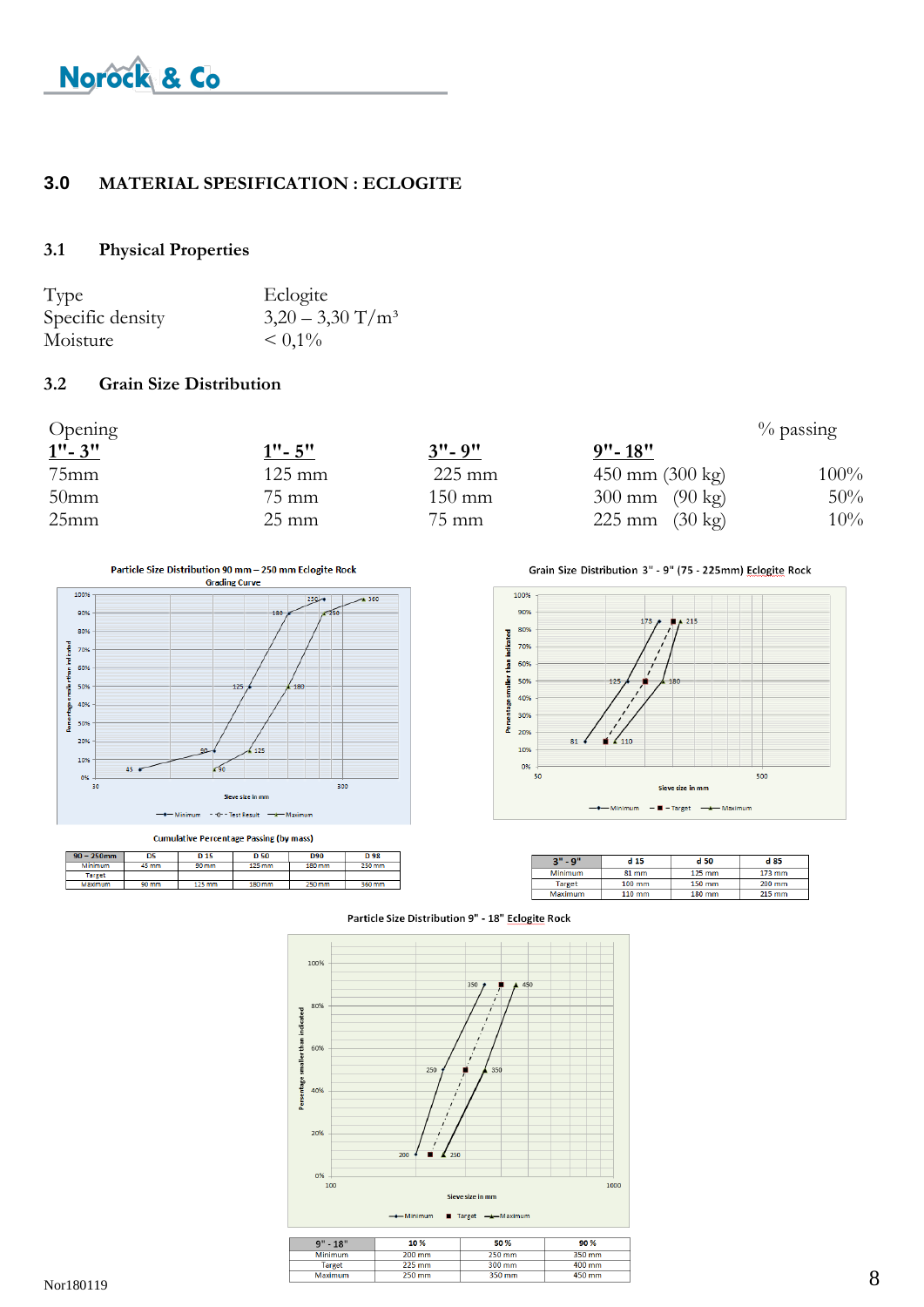## 3.0 MATERIAL SPESIFICATION : ECLOGITE

### 3.1 Physical Properties

| | |
|---|---|
| Type | Eclogite |
| Specific density | 3,20 – 3,30 T/m³ |
| Moisture | < 0,1% |

### 3.2 Grain Size Distribution

| Opening | | | | % passing |
|---|---|---|---|---|
| **1"- 3"** | **1"- 5"** | **3"- 9"** | **9"- 18"** | |
| 75mm | 125 mm | 225 mm | 450 mm (300 kg) | 100% |
| 50mm | 75 mm | 150 mm | 300 mm (90 kg) | 50% |
| 25mm | 25 mm | 75 mm | 225 mm (30 kg) | 10% |

Particle Size Distribution 90 mm – 250 mm Eclogite Rock
Grading Curve

Cumulative Percentage Passing (by mass)

| 90 – 250mm | D5 | D 15 | D 50 | D90 | D 98 |
|---|---|---|---|---|---|
| Minimum | 45 mm | 90 mm | 125 mm | 180 mm | 250 mm |
| Target | | | | | |
| Maximum | 90 mm | 125 mm | 180 mm | 250 mm | 360 mm |

Grain Size Distribution 3" - 9" (75 - 225mm) Eclogite Rock

| 3" - 9" | d 15 | d 50 | d 85 |
|---|---|---|---|
| Minimum | 81 mm | 125 mm | 173 mm |
| Target | 100 mm | 150 mm | 200 mm |
| Maximum | 110 mm | 180 mm | 215 mm |

Particle Size Distribution 9" - 18" Eclogite Rock

| 9" - 18" | 10 % | 50 % | 90 % |
|---|---|---|---|
| Minimum | 200 mm | 250 mm | 350 mm |
| Target | 225 mm | 300 mm | 400 mm |
| Maximum | 250 mm | 350 mm | 450 mm |

Nor180119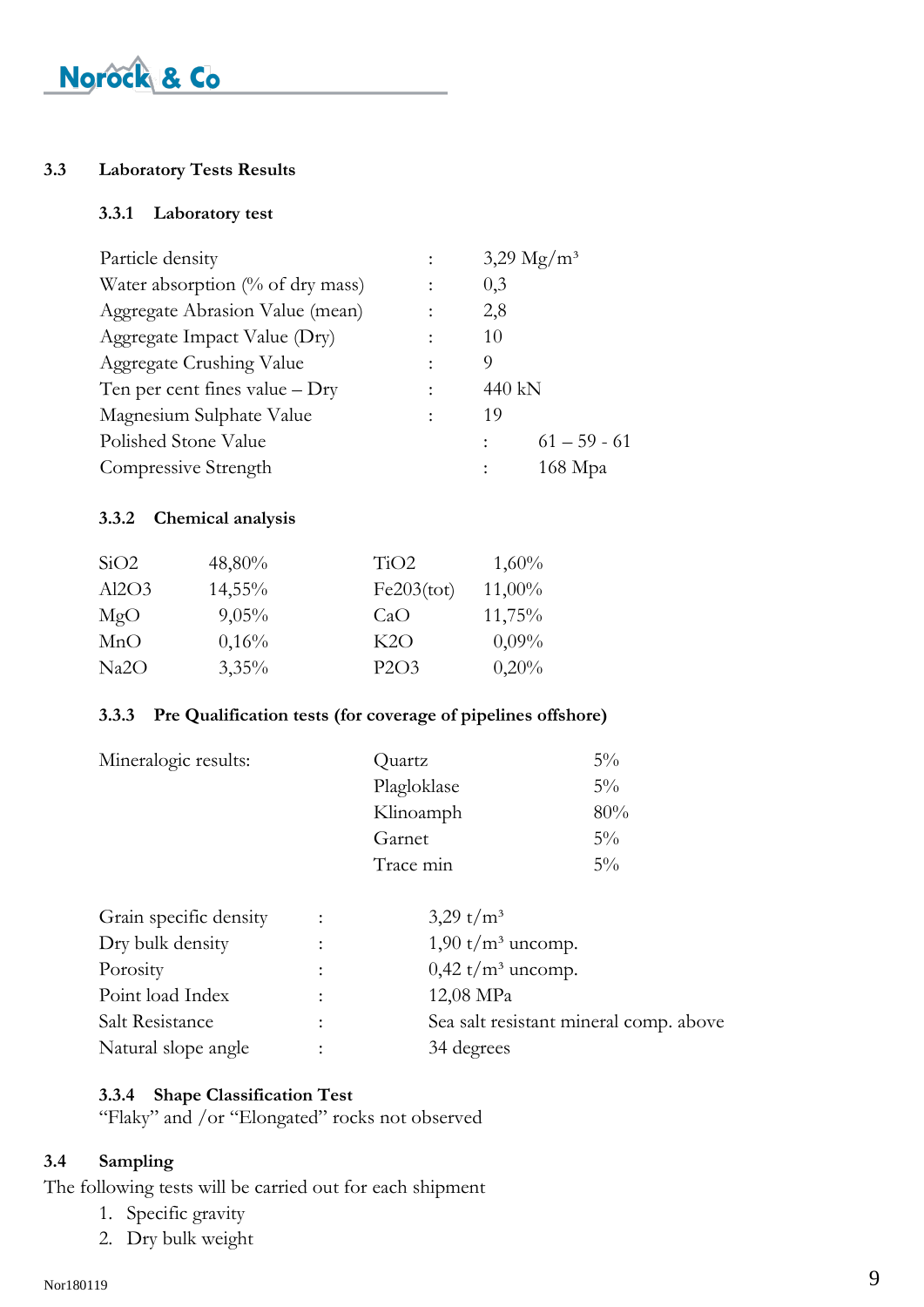## 3.3 Laboratory Tests Results

### 3.3.1 Laboratory test

| | | |
|---|---|---|
| Particle density | : | 3,29 Mg/m³ |
| Water absorption (% of dry mass) | : | 0,3 |
| Aggregate Abrasion Value (mean) | : | 2,8 |
| Aggregate Impact Value (Dry) | : | 10 |
| Aggregate Crushing Value | : | 9 |
| Ten per cent fines value – Dry | : | 440 kN |
| Magnesium Sulphate Value | : | 19 |
| Polished Stone Value | : | 61 – 59 - 61 |
| Compressive Strength | : | 168 Mpa |

### 3.3.2 Chemical analysis

| | | | |
|---|---|---|---|
| $SiO_2$ | 48,80% | $TiO_2$ | 1,60% |
| $Al_2O_3$ | 14,55% | $Fe_2O_3$(tot) | 11,00% |
| MgO | 9,05% | CaO | 11,75% |
| MnO | 0,16% | $K_2O$ | 0,09% |
| $Na_2O$ | 3,35% | $P_2O_3$ | 0,20% |

### 3.3.3 Pre Qualification tests (for coverage of pipelines offshore)

| Mineralogic results: | | |
|---|---|---|
| | Quartz | 5% |
| | Plagloklase | 5% |
| | Klinoamph | 80% |
| | Garnet | 5% |
| | Trace min | 5% |

| | | |
|---|---|---|
| Grain specific density | : | 3,29 t/m³ |
| Dry bulk density | : | 1,90 t/m³ uncomp. |
| Porosity | : | 0,42 t/m³ uncomp. |
| Point load Index | : | 12,08 MPa |
| Salt Resistance | : | Sea salt resistant mineral comp. above |
| Natural slope angle | : | 34 degrees |

### 3.3.4 Shape Classification Test

"Flaky" and /or "Elongated" rocks not observed

## 3.4 Sampling

The following tests will be carried out for each shipment

1. Specific gravity
2. Dry bulk weight

Nor180119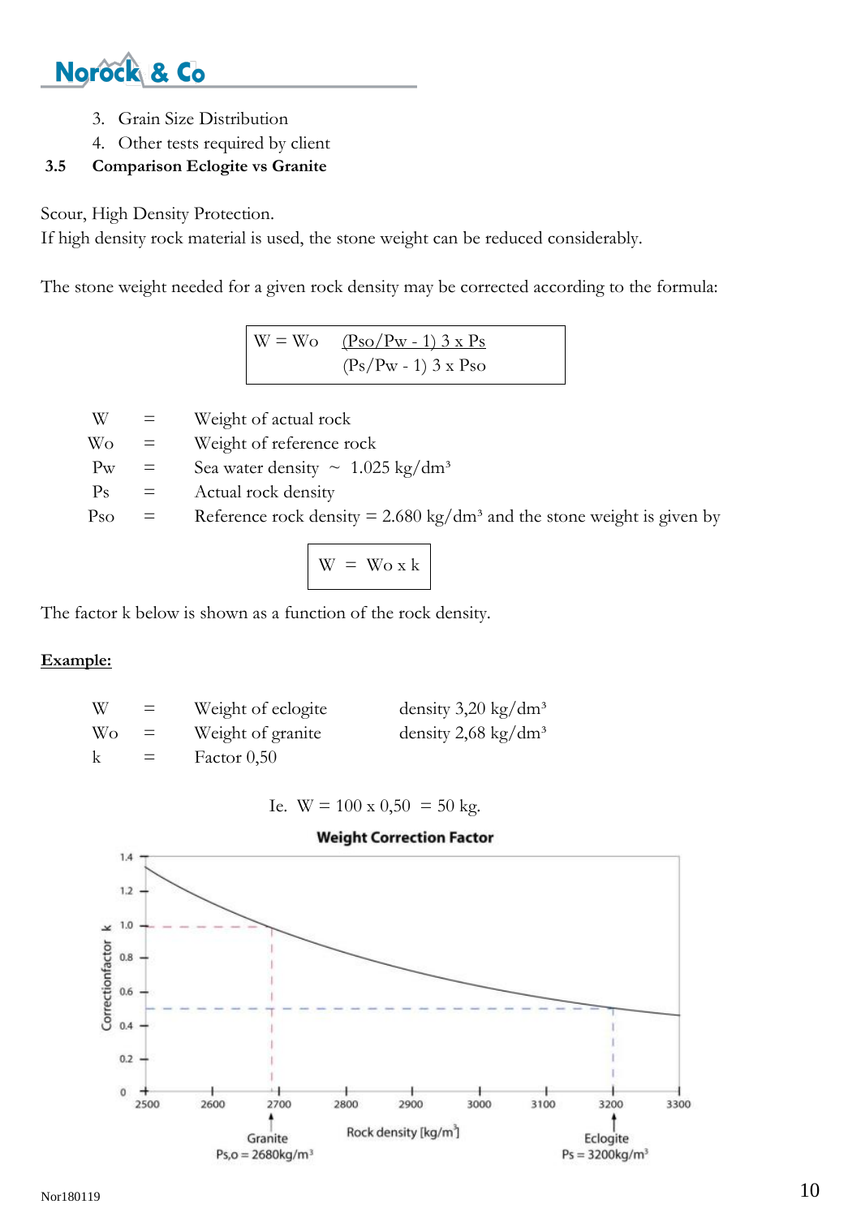3. Grain Size Distribution
4. Other tests required by client

### 3.5 Comparison Eclogite vs Granite

Scour, High Density Protection.
If high density rock material is used, the stone weight can be reduced considerably.

The stone weight needed for a given rock density may be corrected according to the formula:

$$W = Wo \frac{(Pso/Pw - 1)\ 3 \times Ps}{(Ps/Pw - 1)\ 3 \times Pso}$$

| | | |
|---|---|---|
| W | = | Weight of actual rock |
| Wo | = | Weight of reference rock |
| Pw | = | Sea water density ~ 1.025 kg/dm³ |
| Ps | = | Actual rock density |
| Pso | = | Reference rock density = 2.680 kg/dm³ and the stone weight is given by |

$$W = Wo \times k$$

The factor k below is shown as a function of the rock density.

**Example:**

| | | | |
|---|---|---|---|
| W | = | Weight of eclogite | density 3,20 kg/dm³ |
| Wo | = | Weight of granite | density 2,68 kg/dm³ |
| k | = | Factor 0,50 | |

Ie. W = 100 x 0,50 = 50 kg.

**Weight Correction Factor**

(Chart: Correctionfactor k (0 – 1.4) versus Rock density [kg/m³] (2500 – 3300). Granite Ps,o = 2680kg/m³ (k = 1.0); Eclogite Ps = 3200kg/m³ (k = 0.5).)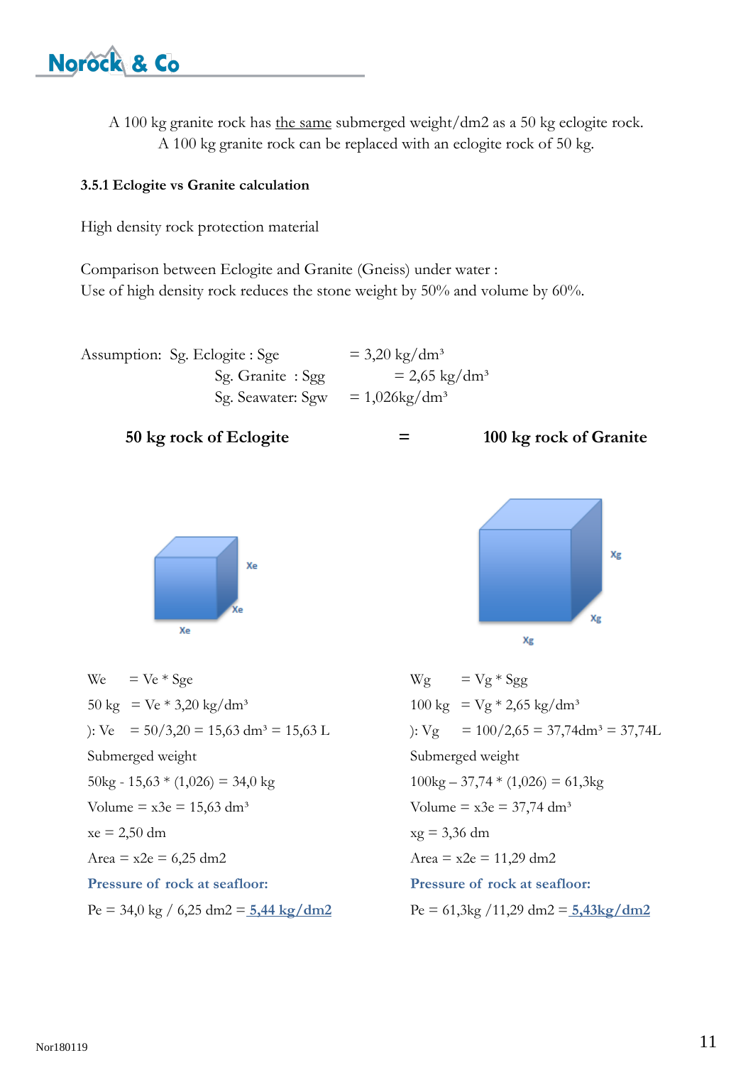A 100 kg granite rock has the same submerged weight/dm2 as a 50 kg eclogite rock.
A 100 kg granite rock can be replaced with an eclogite rock of 50 kg.

### 3.5.1 Eclogite vs Granite calculation

High density rock protection material

Comparison between Eclogite and Granite (Gneiss) under water :
Use of high density rock reduces the stone weight by 50% and volume by 60%.

Assumption: Sg. Eclogite : Sge = 3,20 kg/dm³
Sg. Granite : Sgg = 2,65 kg/dm³
Sg. Seawater: Sgw = 1,026kg/dm³

**50 kg rock of Eclogite = 100 kg rock of Granite**

| Eclogite | Granite |
|---|---|
| We = Ve * Sge | Wg = Vg * Sgg |
| 50 kg = Ve * 3,20 kg/dm³ | 100 kg = Vg * 2,65 kg/dm³ |
| ): Ve = 50/3,20 = 15,63 dm³ = 15,63 L | ): Vg = 100/2,65 = 37,74dm³ = 37,74L |
| Submerged weight | Submerged weight |
| 50kg - 15,63 * (1,026) = 34,0 kg | 100kg – 37,74 * (1,026) = 61,3kg |
| Volume = x3e = 15,63 dm³ | Volume = x3e = 37,74 dm³ |
| xe = 2,50 dm | xg = 3,36 dm |
| Area = x2e = 6,25 dm2 | Area = x2e = 11,29 dm2 |
| **Pressure of rock at seafloor:** | **Pressure of rock at seafloor:** |
| Pe = 34,0 kg / 6,25 dm2 = **5,44 kg/dm2** | Pe = 61,3kg /11,29 dm2 = **5,43kg/dm2** |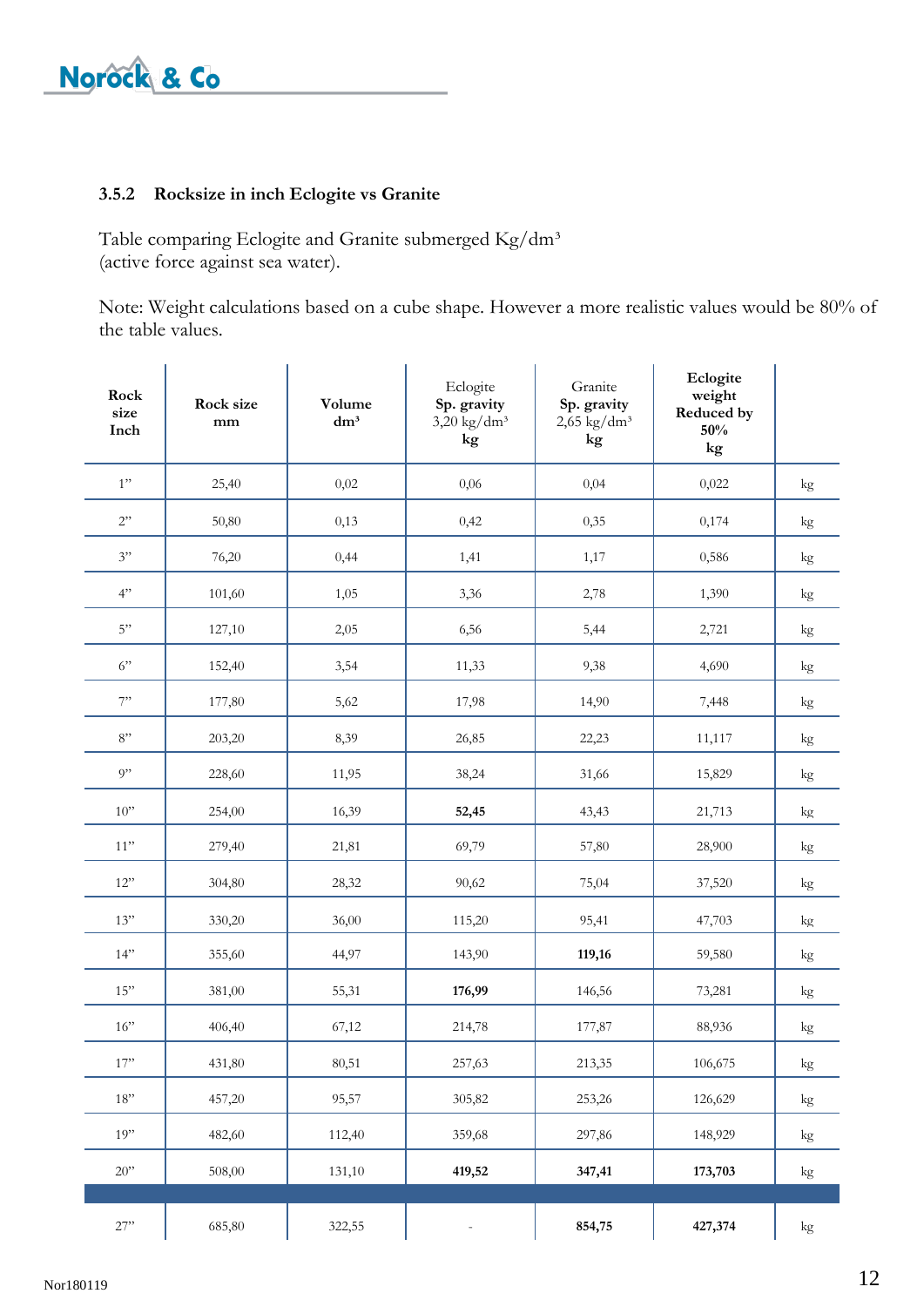### 3.5.2 Rocksize in inch Eclogite vs Granite

Table comparing Eclogite and Granite submerged Kg/dm³ (active force against sea water).

Note: Weight calculations based on a cube shape. However a more realistic values would be 80% of the table values.

| **Rock size Inch** | **Rock size mm** | **Volume dm³** | Eclogite **Sp. gravity** 3,20 kg/dm³ **kg** | Granite **Sp. gravity** 2,65 kg/dm³ **kg** | **Eclogite weight Reduced by 50% kg** | |
|---|---|---|---|---|---|---|
| 1” | 25,40 | 0,02 | 0,06 | 0,04 | 0,022 | kg |
| 2” | 50,80 | 0,13 | 0,42 | 0,35 | 0,174 | kg |
| 3” | 76,20 | 0,44 | 1,41 | 1,17 | 0,586 | kg |
| 4” | 101,60 | 1,05 | 3,36 | 2,78 | 1,390 | kg |
| 5” | 127,10 | 2,05 | 6,56 | 5,44 | 2,721 | kg |
| 6” | 152,40 | 3,54 | 11,33 | 9,38 | 4,690 | kg |
| 7” | 177,80 | 5,62 | 17,98 | 14,90 | 7,448 | kg |
| 8” | 203,20 | 8,39 | 26,85 | 22,23 | 11,117 | kg |
| 9” | 228,60 | 11,95 | 38,24 | 31,66 | 15,829 | kg |
| 10” | 254,00 | 16,39 | **52,45** | 43,43 | 21,713 | kg |
| 11” | 279,40 | 21,81 | 69,79 | 57,80 | 28,900 | kg |
| 12” | 304,80 | 28,32 | 90,62 | 75,04 | 37,520 | kg |
| 13” | 330,20 | 36,00 | 115,20 | 95,41 | 47,703 | kg |
| 14” | 355,60 | 44,97 | 143,90 | **119,16** | 59,580 | kg |
| 15” | 381,00 | 55,31 | **176,99** | 146,56 | 73,281 | kg |
| 16” | 406,40 | 67,12 | 214,78 | 177,87 | 88,936 | kg |
| 17” | 431,80 | 80,51 | 257,63 | 213,35 | 106,675 | kg |
| 18” | 457,20 | 95,57 | 305,82 | 253,26 | 126,629 | kg |
| 19” | 482,60 | 112,40 | 359,68 | 297,86 | 148,929 | kg |
| 20” | 508,00 | 131,10 | **419,52** | **347,41** | **173,703** | kg |
| | | | | | | |
| 27” | 685,80 | 322,55 | - | **854,75** | **427,374** | kg |

Nor180119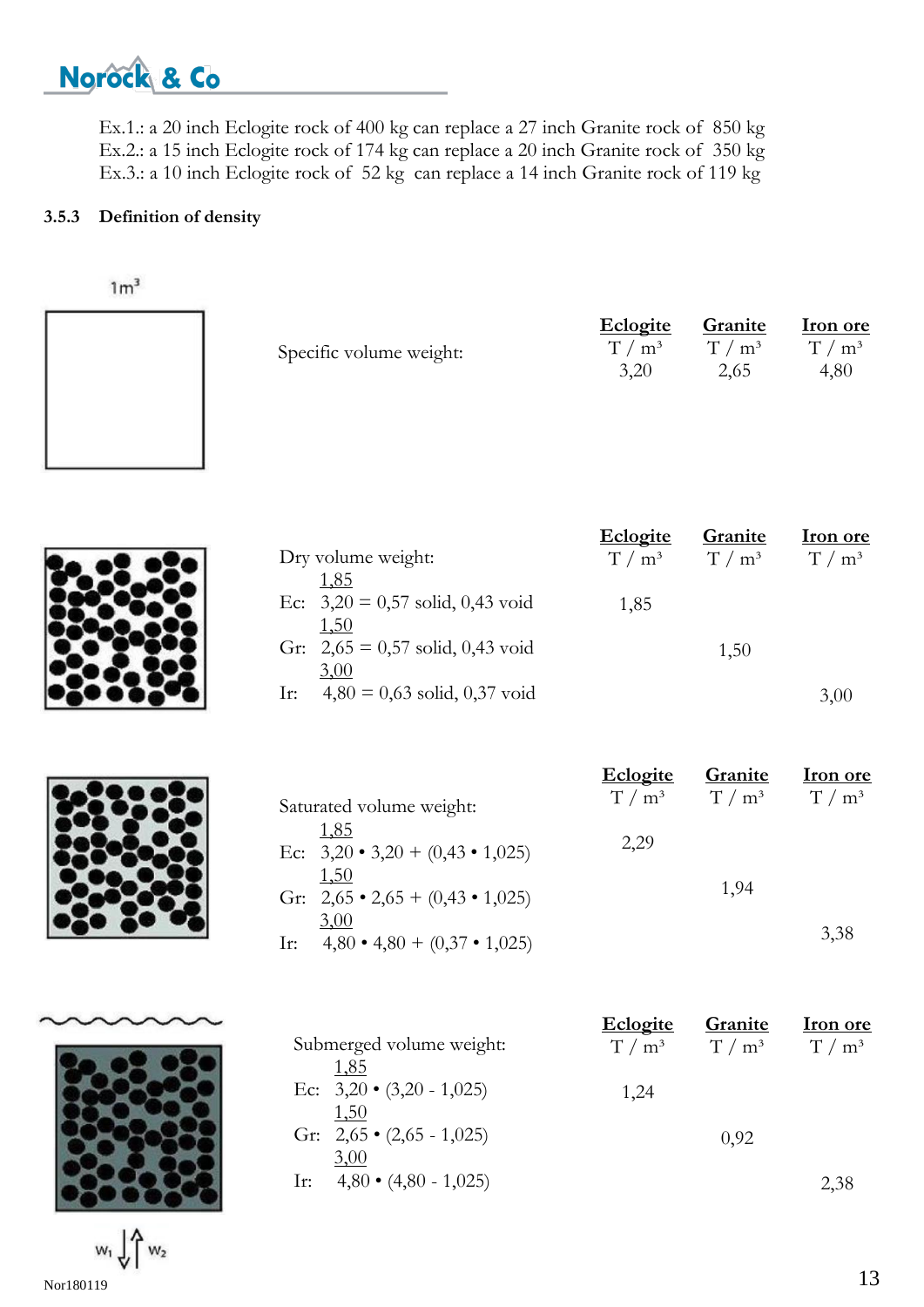Ex.1.: a 20 inch Eclogite rock of 400 kg can replace a 27 inch Granite rock of 850 kg
Ex.2.: a 15 inch Eclogite rock of 174 kg can replace a 20 inch Granite rock of 350 kg
Ex.3.: a 10 inch Eclogite rock of 52 kg can replace a 14 inch Granite rock of 119 kg

### 3.5.3 Definition of density

1m³

Specific volume weight:

| | Eclogite | Granite | Iron ore |
|---|---|---|---|
| | T / m³ | T / m³ | T / m³ |
| | 3,20 | 2,65 | 4,80 |

Dry volume weight:

| | Eclogite | Granite | Iron ore |
|---|---|---|---|
| | T / m³ | T / m³ | T / m³ |
| Ec: $\frac{1{,}85}{3{,}20}$ = 0,57 solid, 0,43 void | 1,85 | | |
| Gr: $\frac{1{,}50}{2{,}65}$ = 0,57 solid, 0,43 void | | 1,50 | |
| Ir: $\frac{3{,}00}{4{,}80}$ = 0,63 solid, 0,37 void | | | 3,00 |

Saturated volume weight:

| | Eclogite | Granite | Iron ore |
|---|---|---|---|
| | T / m³ | T / m³ | T / m³ |
| Ec: $\frac{1{,}85}{3{,}20} \cdot 3{,}20 + (0{,}43 \cdot 1{,}025)$ | 2,29 | | |
| Gr: $\frac{1{,}50}{2{,}65} \cdot 2{,}65 + (0{,}43 \cdot 1{,}025)$ | | 1,94 | |
| Ir: $\frac{3{,}00}{4{,}80} \cdot 4{,}80 + (0{,}37 \cdot 1{,}025)$ | | | 3,38 |

Submerged volume weight:

| | Eclogite | Granite | Iron ore |
|---|---|---|---|
| | T / m³ | T / m³ | T / m³ |
| Ec: $\frac{1{,}85}{3{,}20} \cdot (3{,}20 - 1{,}025)$ | 1,24 | | |
| Gr: $\frac{1{,}50}{2{,}65} \cdot (2{,}65 - 1{,}025)$ | | 0,92 | |
| Ir: $\frac{3{,}00}{4{,}80} \cdot (4{,}80 - 1{,}025)$ | | | 2,38 |

$W_1$ $W_2$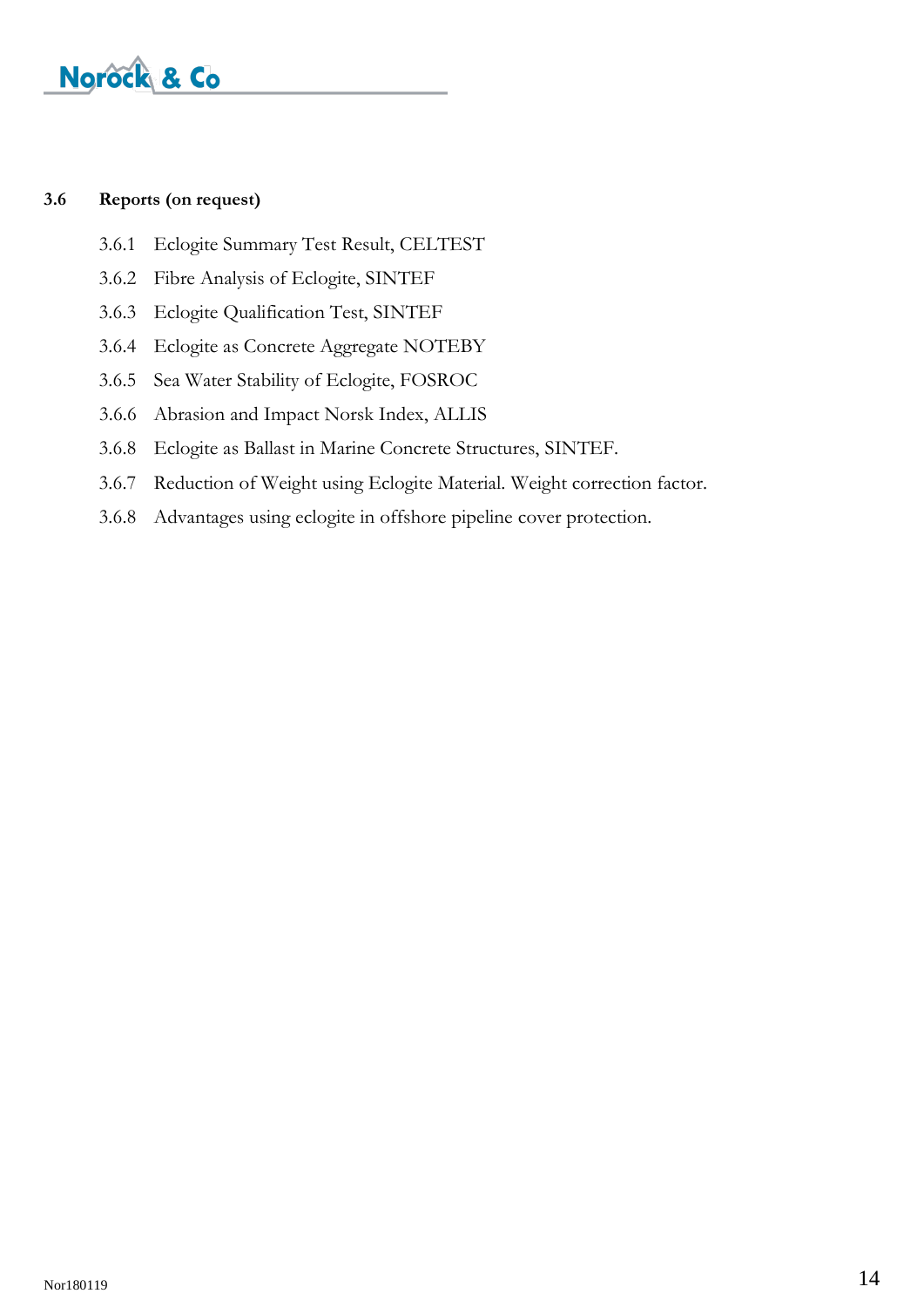### 3.6 Reports (on request)

- 3.6.1 Eclogite Summary Test Result, CELTEST
- 3.6.2 Fibre Analysis of Eclogite, SINTEF
- 3.6.3 Eclogite Qualification Test, SINTEF
- 3.6.4 Eclogite as Concrete Aggregate NOTEBY
- 3.6.5 Sea Water Stability of Eclogite, FOSROC
- 3.6.6 Abrasion and Impact Norsk Index, ALLIS
- 3.6.8 Eclogite as Ballast in Marine Concrete Structures, SINTEF.
- 3.6.7 Reduction of Weight using Eclogite Material. Weight correction factor.
- 3.6.8 Advantages using eclogite in offshore pipeline cover protection.